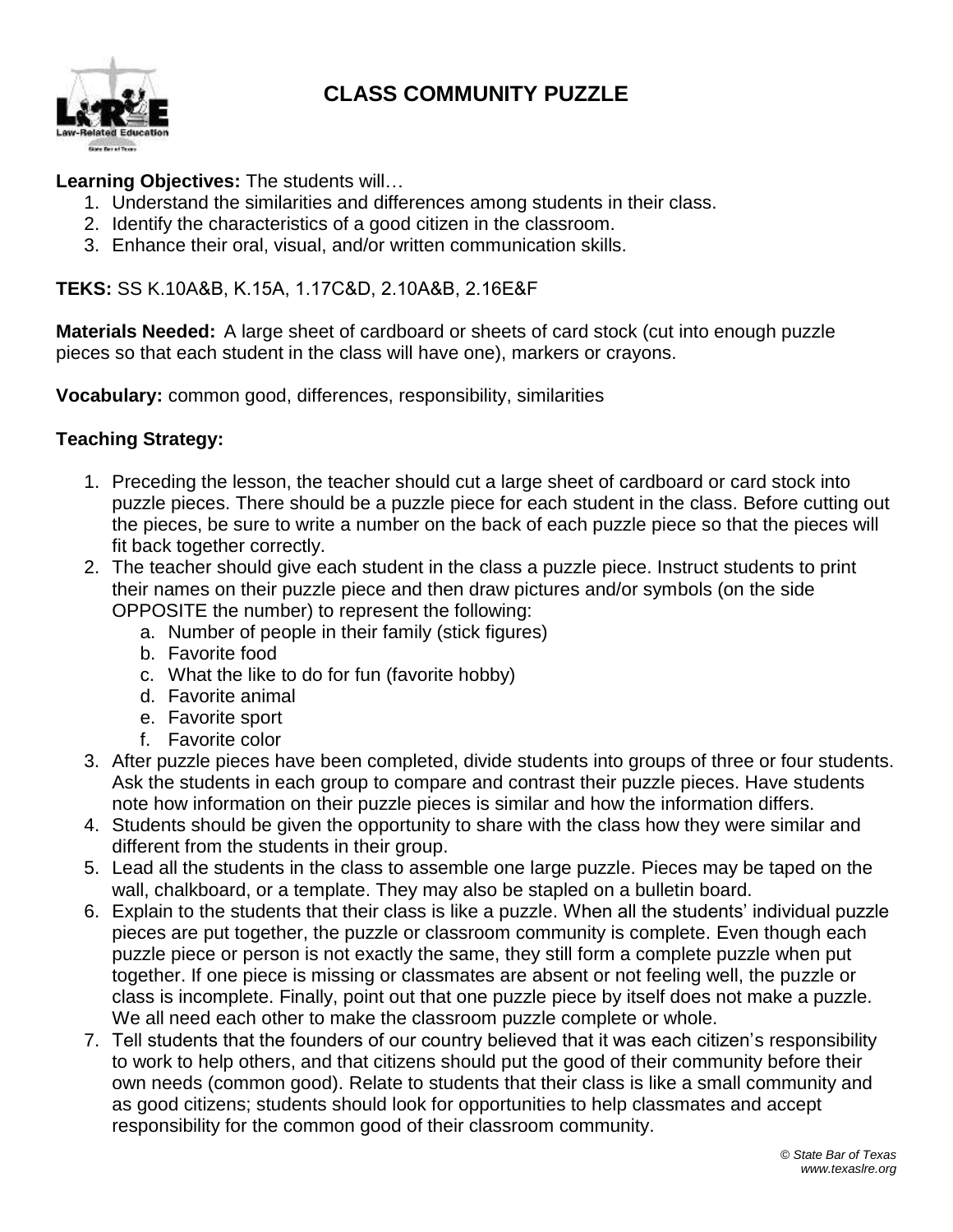# CLASS COMMUNITY PUZZLE

**Learning Objectives:** The students will…

1. Understand the similarities and differences among students in their class.
2. Identify the characteristics of a good citizen in the classroom.
3. Enhance their oral, visual, and/or written communication skills.

**TEKS:** SS K.10A&B, K.15A, 1.17C&D, 2.10A&B, 2.16E&F

**Materials Needed:** A large sheet of cardboard or sheets of card stock (cut into enough puzzle pieces so that each student in the class will have one), markers or crayons.

**Vocabulary:** common good, differences, responsibility, similarities

**Teaching Strategy:**

1. Preceding the lesson, the teacher should cut a large sheet of cardboard or card stock into puzzle pieces. There should be a puzzle piece for each student in the class. Before cutting out the pieces, be sure to write a number on the back of each puzzle piece so that the pieces will fit back together correctly.
2. The teacher should give each student in the class a puzzle piece. Instruct students to print their names on their puzzle piece and then draw pictures and/or symbols (on the side OPPOSITE the number) to represent the following:
    a. Number of people in their family (stick figures)
    b. Favorite food
    c. What the like to do for fun (favorite hobby)
    d. Favorite animal
    e. Favorite sport
    f. Favorite color
3. After puzzle pieces have been completed, divide students into groups of three or four students. Ask the students in each group to compare and contrast their puzzle pieces. Have students note how information on their puzzle pieces is similar and how the information differs.
4. Students should be given the opportunity to share with the class how they were similar and different from the students in their group.
5. Lead all the students in the class to assemble one large puzzle. Pieces may be taped on the wall, chalkboard, or a template. They may also be stapled on a bulletin board.
6. Explain to the students that their class is like a puzzle. When all the students' individual puzzle pieces are put together, the puzzle or classroom community is complete. Even though each puzzle piece or person is not exactly the same, they still form a complete puzzle when put together. If one piece is missing or classmates are absent or not feeling well, the puzzle or class is incomplete. Finally, point out that one puzzle piece by itself does not make a puzzle. We all need each other to make the classroom puzzle complete or whole.
7. Tell students that the founders of our country believed that it was each citizen's responsibility to work to help others, and that citizens should put the good of their community before their own needs (common good). Relate to students that their class is like a small community and as good citizens; students should look for opportunities to help classmates and accept responsibility for the common good of their classroom community.

*© State Bar of Texas*
*www.texaslre.org*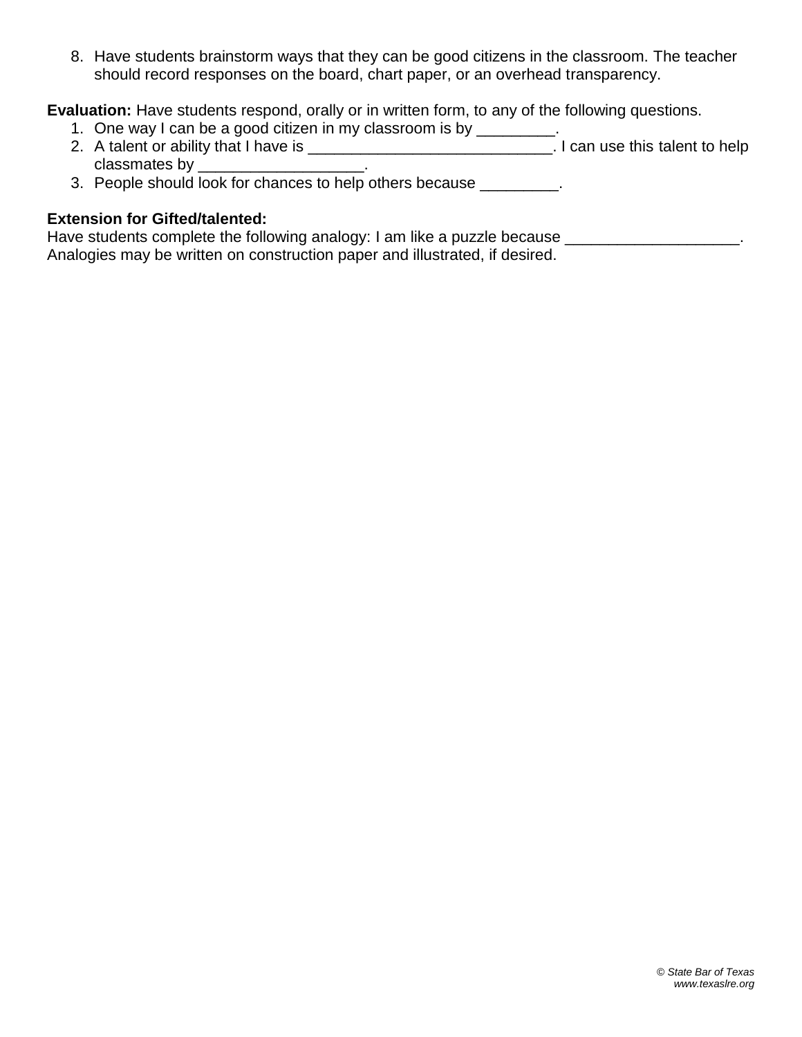8. Have students brainstorm ways that they can be good citizens in the classroom. The teacher should record responses on the board, chart paper, or an overhead transparency.

**Evaluation:** Have students respond, orally or in written form, to any of the following questions.

1. One way I can be a good citizen in my classroom is by _________.
2. A talent or ability that I have is ____________________________. I can use this talent to help classmates by ___________________.
3. People should look for chances to help others because _________.

**Extension for Gifted/talented:**
Have students complete the following analogy: I am like a puzzle because ____________________.
Analogies may be written on construction paper and illustrated, if desired.

*© State Bar of Texas*
*www.texaslre.org*